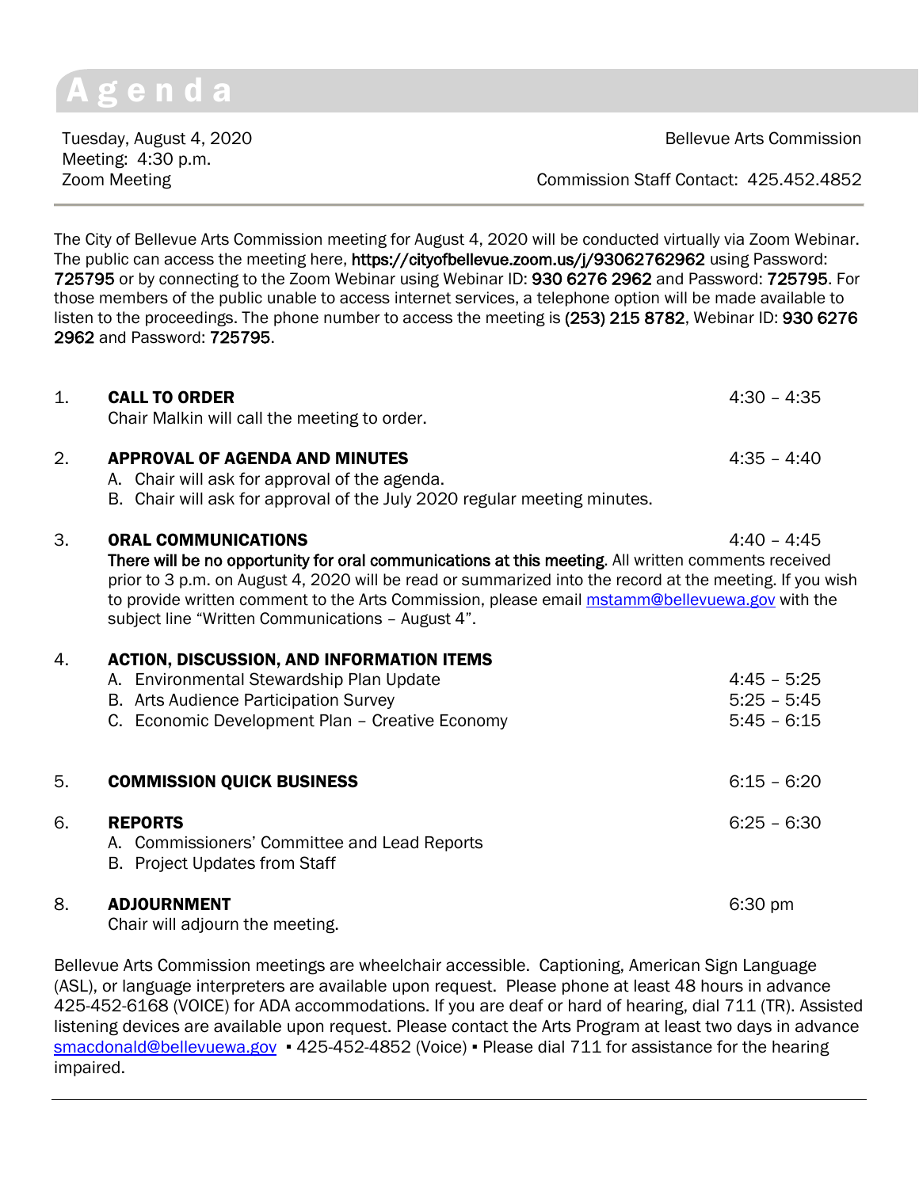# Agenda

Tuesday, August 4, 2020
Meeting: 4:30 p.m.
Zoom Meeting

Bellevue Arts Commission

Commission Staff Contact: 425.452.4852

---

The City of Bellevue Arts Commission meeting for August 4, 2020 will be conducted virtually via Zoom Webinar. The public can access the meeting here, **https://cityofbellevue.zoom.us/j/93062762962** using Password: **725795** or by connecting to the Zoom Webinar using Webinar ID: **930 6276 2962** and Password: **725795**. For those members of the public unable to access internet services, a telephone option will be made available to listen to the proceedings. The phone number to access the meeting is **(253) 215 8782**, Webinar ID: **930 6276 2962** and Password: **725795**.

1. **CALL TO ORDER** — 4:30 – 4:35
   Chair Malkin will call the meeting to order.

2. **APPROVAL OF AGENDA AND MINUTES** — 4:35 – 4:40
   A. Chair will ask for approval of the agenda.
   B. Chair will ask for approval of the July 2020 regular meeting minutes.

3. **ORAL COMMUNICATIONS** — 4:40 – 4:45
   **There will be no opportunity for oral communications at this meeting**. All written comments received prior to 3 p.m. on August 4, 2020 will be read or summarized into the record at the meeting. If you wish to provide written comment to the Arts Commission, please email mstamm@bellevuewa.gov with the subject line "Written Communications – August 4".

4. **ACTION, DISCUSSION, AND INFORMATION ITEMS**
   A. Environmental Stewardship Plan Update — 4:45 – 5:25
   B. Arts Audience Participation Survey — 5:25 – 5:45
   C. Economic Development Plan – Creative Economy — 5:45 – 6:15

5. **COMMISSION QUICK BUSINESS** — 6:15 – 6:20

6. **REPORTS** — 6:25 – 6:30
   A. Commissioners' Committee and Lead Reports
   B. Project Updates from Staff

8. **ADJOURNMENT** — 6:30 pm
   Chair will adjourn the meeting.

Bellevue Arts Commission meetings are wheelchair accessible. Captioning, American Sign Language (ASL), or language interpreters are available upon request. Please phone at least 48 hours in advance 425-452-6168 (VOICE) for ADA accommodations. If you are deaf or hard of hearing, dial 711 (TR). Assisted listening devices are available upon request. Please contact the Arts Program at least two days in advance smacdonald@bellevuewa.gov ▪ 425-452-4852 (Voice) ▪ Please dial 711 for assistance for the hearing impaired.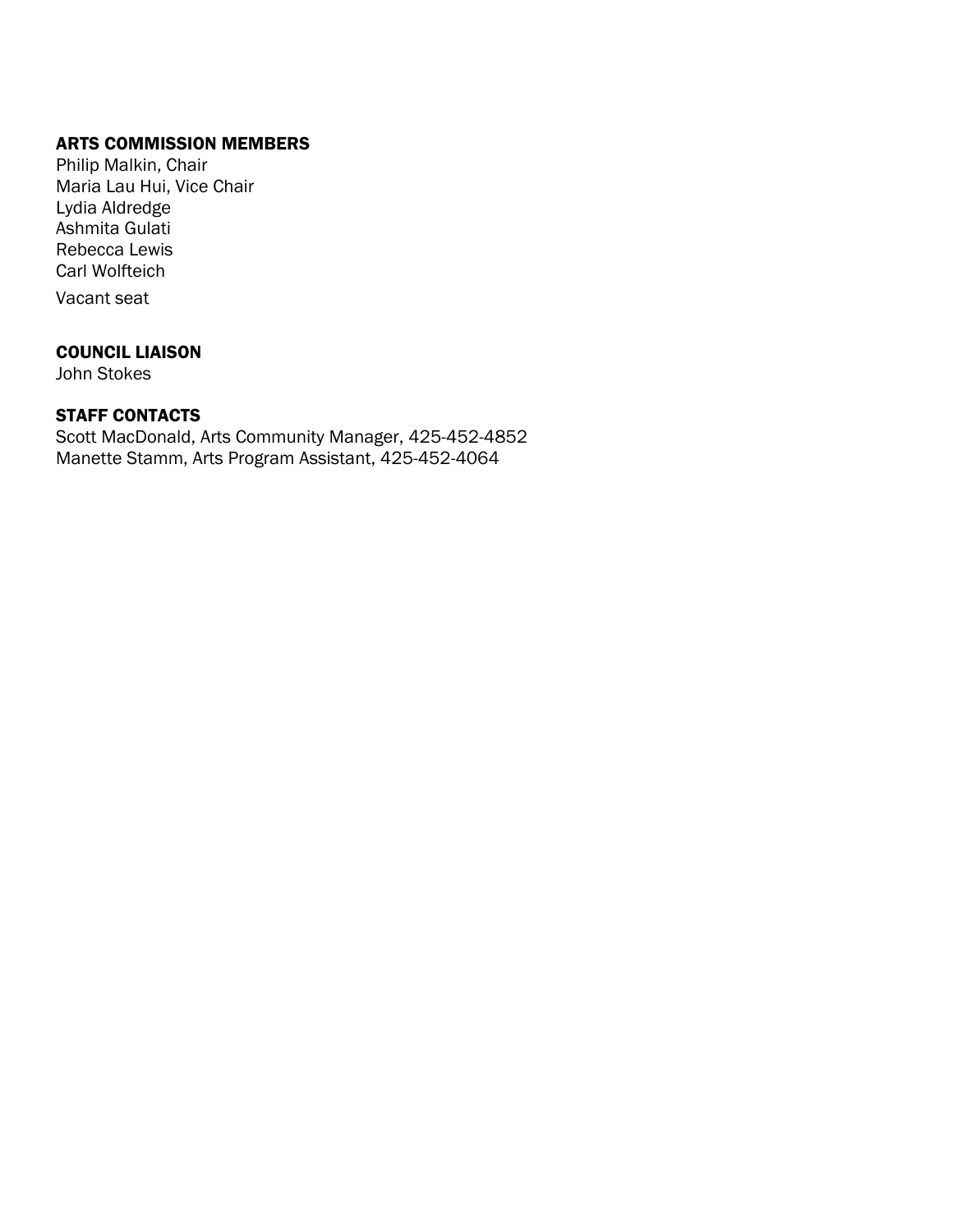## ARTS COMMISSION MEMBERS

Philip Malkin, Chair
Maria Lau Hui, Vice Chair
Lydia Aldredge
Ashmita Gulati
Rebecca Lewis
Carl Wolfteich

Vacant seat

## COUNCIL LIAISON

John Stokes

## STAFF CONTACTS

Scott MacDonald, Arts Community Manager, 425-452-4852
Manette Stamm, Arts Program Assistant, 425-452-4064